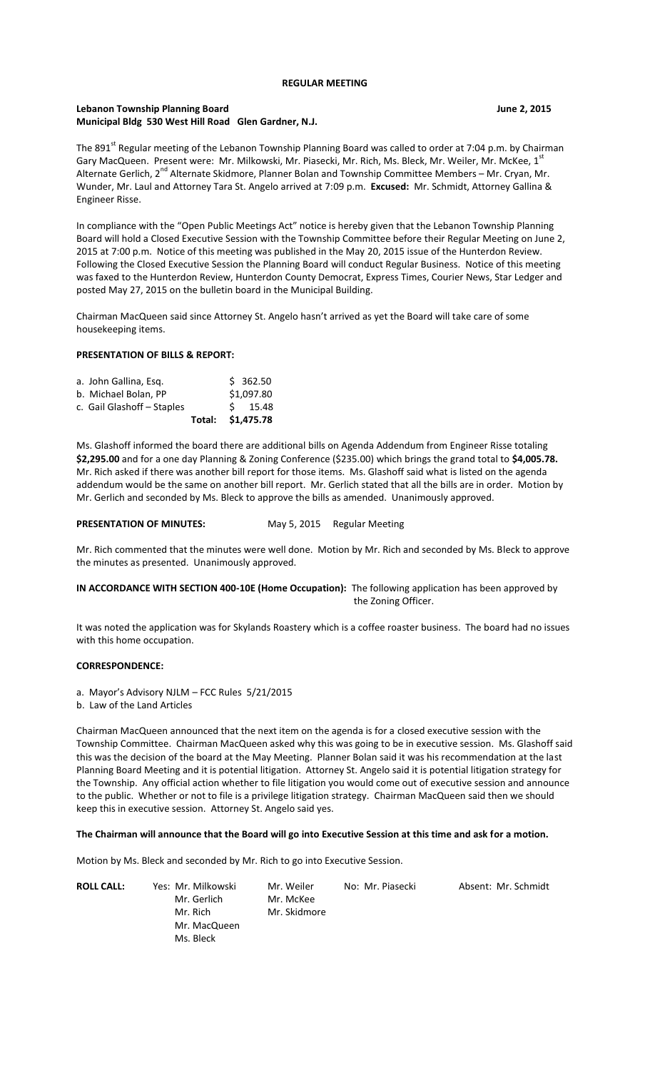**REGULAR MEETING**

**Lebanon Township Planning Board** **June 2, 2015**
**Municipal Bldg 530 West Hill Road Glen Gardner, N.J.**

The 891st Regular meeting of the Lebanon Township Planning Board was called to order at 7:04 p.m. by Chairman Gary MacQueen. Present were: Mr. Milkowski, Mr. Piasecki, Mr. Rich, Ms. Bleck, Mr. Weiler, Mr. McKee, 1st Alternate Gerlich, 2nd Alternate Skidmore, Planner Bolan and Township Committee Members – Mr. Cryan, Mr. Wunder, Mr. Laul and Attorney Tara St. Angelo arrived at 7:09 p.m. **Excused:** Mr. Schmidt, Attorney Gallina & Engineer Risse.

In compliance with the "Open Public Meetings Act" notice is hereby given that the Lebanon Township Planning Board will hold a Closed Executive Session with the Township Committee before their Regular Meeting on June 2, 2015 at 7:00 p.m. Notice of this meeting was published in the May 20, 2015 issue of the Hunterdon Review. Following the Closed Executive Session the Planning Board will conduct Regular Business. Notice of this meeting was faxed to the Hunterdon Review, Hunterdon County Democrat, Express Times, Courier News, Star Ledger and posted May 27, 2015 on the bulletin board in the Municipal Building.

Chairman MacQueen said since Attorney St. Angelo hasn't arrived as yet the Board will take care of some housekeeping items.

**PRESENTATION OF BILLS & REPORT:**

| | |
|---|---|
| a. John Gallina, Esq. | $ 362.50 |
| b. Michael Bolan, PP | $1,097.80 |
| c. Gail Glashoff – Staples | $ 15.48 |
| **Total:** | **$1,475.78** |

Ms. Glashoff informed the board there are additional bills on Agenda Addendum from Engineer Risse totaling **$2,295.00** and for a one day Planning & Zoning Conference ($235.00) which brings the grand total to **$4,005.78.** Mr. Rich asked if there was another bill report for those items. Ms. Glashoff said what is listed on the agenda addendum would be the same on another bill report. Mr. Gerlich stated that all the bills are in order. Motion by Mr. Gerlich and seconded by Ms. Bleck to approve the bills as amended. Unanimously approved.

**PRESENTATION OF MINUTES:** May 5, 2015 Regular Meeting

Mr. Rich commented that the minutes were well done. Motion by Mr. Rich and seconded by Ms. Bleck to approve the minutes as presented. Unanimously approved.

**IN ACCORDANCE WITH SECTION 400-10E (Home Occupation):** The following application has been approved by the Zoning Officer.

It was noted the application was for Skylands Roastery which is a coffee roaster business. The board had no issues with this home occupation.

**CORRESPONDENCE:**

a. Mayor's Advisory NJLM – FCC Rules 5/21/2015
b. Law of the Land Articles

Chairman MacQueen announced that the next item on the agenda is for a closed executive session with the Township Committee. Chairman MacQueen asked why this was going to be in executive session. Ms. Glashoff said this was the decision of the board at the May Meeting. Planner Bolan said it was his recommendation at the last Planning Board Meeting and it is potential litigation. Attorney St. Angelo said it is potential litigation strategy for the Township. Any official action whether to file litigation you would come out of executive session and announce to the public. Whether or not to file is a privilege litigation strategy. Chairman MacQueen said then we should keep this in executive session. Attorney St. Angelo said yes.

**The Chairman will announce that the Board will go into Executive Session at this time and ask for a motion.**

Motion by Ms. Bleck and seconded by Mr. Rich to go into Executive Session.

| **ROLL CALL:** | Yes: Mr. Milkowski | Mr. Weiler | No: Mr. Piasecki | Absent: Mr. Schmidt |
|---|---|---|---|---|
| | Mr. Gerlich | Mr. McKee | | |
| | Mr. Rich | Mr. Skidmore | | |
| | Mr. MacQueen | | | |
| | Ms. Bleck | | | |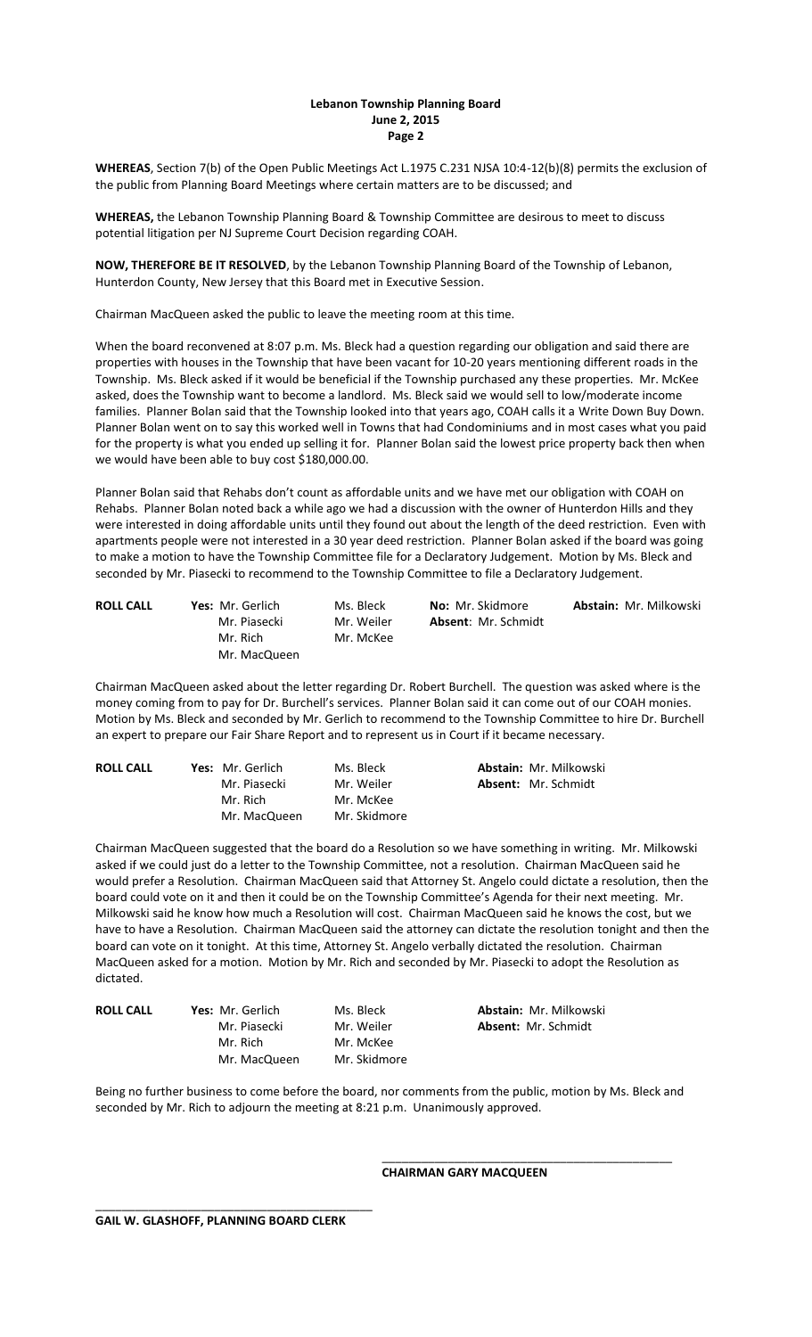**WHEREAS**, Section 7(b) of the Open Public Meetings Act L.1975 C.231 NJSA 10:4-12(b)(8) permits the exclusion of the public from Planning Board Meetings where certain matters are to be discussed; and

**WHEREAS,** the Lebanon Township Planning Board & Township Committee are desirous to meet to discuss potential litigation per NJ Supreme Court Decision regarding COAH.

**NOW, THEREFORE BE IT RESOLVED**, by the Lebanon Township Planning Board of the Township of Lebanon, Hunterdon County, New Jersey that this Board met in Executive Session.

Chairman MacQueen asked the public to leave the meeting room at this time.

When the board reconvened at 8:07 p.m. Ms. Bleck had a question regarding our obligation and said there are properties with houses in the Township that have been vacant for 10-20 years mentioning different roads in the Township. Ms. Bleck asked if it would be beneficial if the Township purchased any these properties. Mr. McKee asked, does the Township want to become a landlord. Ms. Bleck said we would sell to low/moderate income families. Planner Bolan said that the Township looked into that years ago, COAH calls it a Write Down Buy Down. Planner Bolan went on to say this worked well in Towns that had Condominiums and in most cases what you paid for the property is what you ended up selling it for. Planner Bolan said the lowest price property back then when we would have been able to buy cost $180,000.00.

Planner Bolan said that Rehabs don't count as affordable units and we have met our obligation with COAH on Rehabs. Planner Bolan noted back a while ago we had a discussion with the owner of Hunterdon Hills and they were interested in doing affordable units until they found out about the length of the deed restriction. Even with apartments people were not interested in a 30 year deed restriction. Planner Bolan asked if the board was going to make a motion to have the Township Committee file for a Declaratory Judgement. Motion by Ms. Bleck and seconded by Mr. Piasecki to recommend to the Township Committee to file a Declaratory Judgement.

| | | | | |
|---|---|---|---|---|
| **ROLL CALL** | **Yes:** Mr. Gerlich | Ms. Bleck | **No:** Mr. Skidmore | **Abstain:** Mr. Milkowski |
| | Mr. Piasecki | Mr. Weiler | **Absent**: Mr. Schmidt | |
| | Mr. Rich | Mr. McKee | | |
| | Mr. MacQueen | | | |

Chairman MacQueen asked about the letter regarding Dr. Robert Burchell. The question was asked where is the money coming from to pay for Dr. Burchell's services. Planner Bolan said it can come out of our COAH monies. Motion by Ms. Bleck and seconded by Mr. Gerlich to recommend to the Township Committee to hire Dr. Burchell an expert to prepare our Fair Share Report and to represent us in Court if it became necessary.

| | | | |
|---|---|---|---|
| **ROLL CALL** | **Yes:** Mr. Gerlich | Ms. Bleck | **Abstain:** Mr. Milkowski |
| | Mr. Piasecki | Mr. Weiler | **Absent:** Mr. Schmidt |
| | Mr. Rich | Mr. McKee | |
| | Mr. MacQueen | Mr. Skidmore | |

Chairman MacQueen suggested that the board do a Resolution so we have something in writing. Mr. Milkowski asked if we could just do a letter to the Township Committee, not a resolution. Chairman MacQueen said he would prefer a Resolution. Chairman MacQueen said that Attorney St. Angelo could dictate a resolution, then the board could vote on it and then it could be on the Township Committee's Agenda for their next meeting. Mr. Milkowski said he know how much a Resolution will cost. Chairman MacQueen said he knows the cost, but we have to have a Resolution. Chairman MacQueen said the attorney can dictate the resolution tonight and then the board can vote on it tonight. At this time, Attorney St. Angelo verbally dictated the resolution. Chairman MacQueen asked for a motion. Motion by Mr. Rich and seconded by Mr. Piasecki to adopt the Resolution as dictated.

| | | | |
|---|---|---|---|
| **ROLL CALL** | **Yes:** Mr. Gerlich | Ms. Bleck | **Abstain:** Mr. Milkowski |
| | Mr. Piasecki | Mr. Weiler | **Absent:** Mr. Schmidt |
| | Mr. Rich | Mr. McKee | |
| | Mr. MacQueen | Mr. Skidmore | |

Being no further business to come before the board, nor comments from the public, motion by Ms. Bleck and seconded by Mr. Rich to adjourn the meeting at 8:21 p.m. Unanimously approved.

\_\_\_\_\_\_\_\_\_\_\_\_\_\_\_\_\_\_\_\_\_\_\_\_\_\_\_\_\_\_\_\_\_\_\_\_\_\_\_\_\_\_\_\_

**CHAIRMAN GARY MACQUEEN**

\_\_\_\_\_\_\_\_\_\_\_\_\_\_\_\_\_\_\_\_\_\_\_\_\_\_\_\_\_\_\_\_\_\_\_\_\_\_\_\_\_\_\_\_

**GAIL W. GLASHOFF, PLANNING BOARD CLERK**